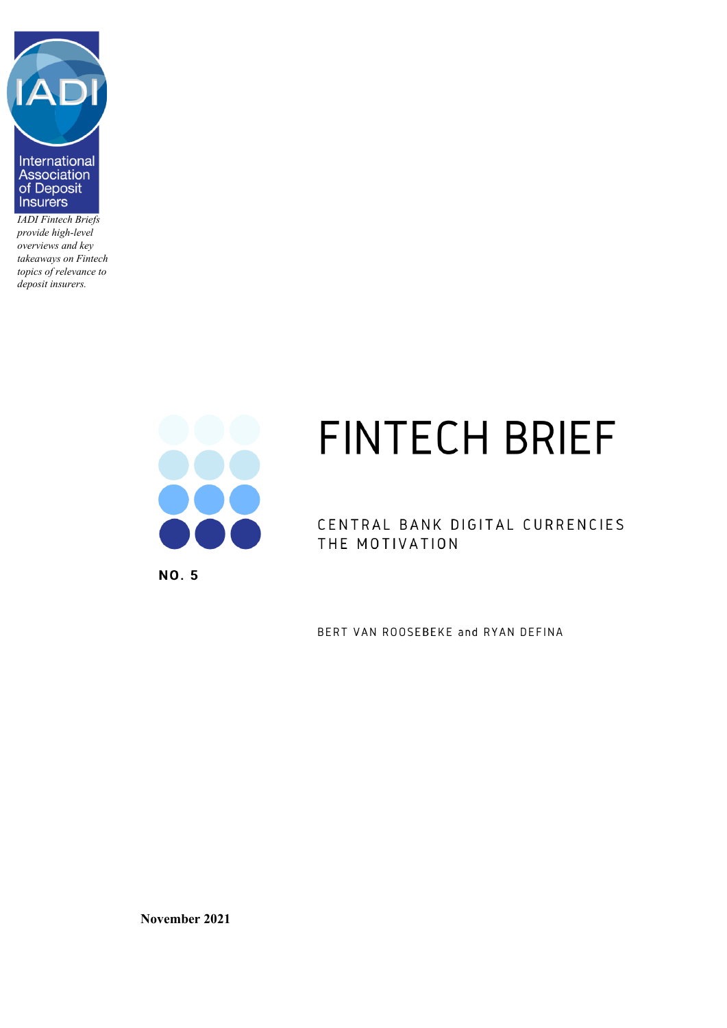International Association of Deposit Insurers

*IADI Fintech Briefs provide high-level overviews and key takeaways on Fintech topics of relevance to deposit insurers.*

# FINTECH BRIEF

## CENTRAL BANK DIGITAL CURRENCIES THE MOTIVATION

**NO. 5**

BERT VAN ROOSEBEKE and RYAN DEFINA

**November 2021**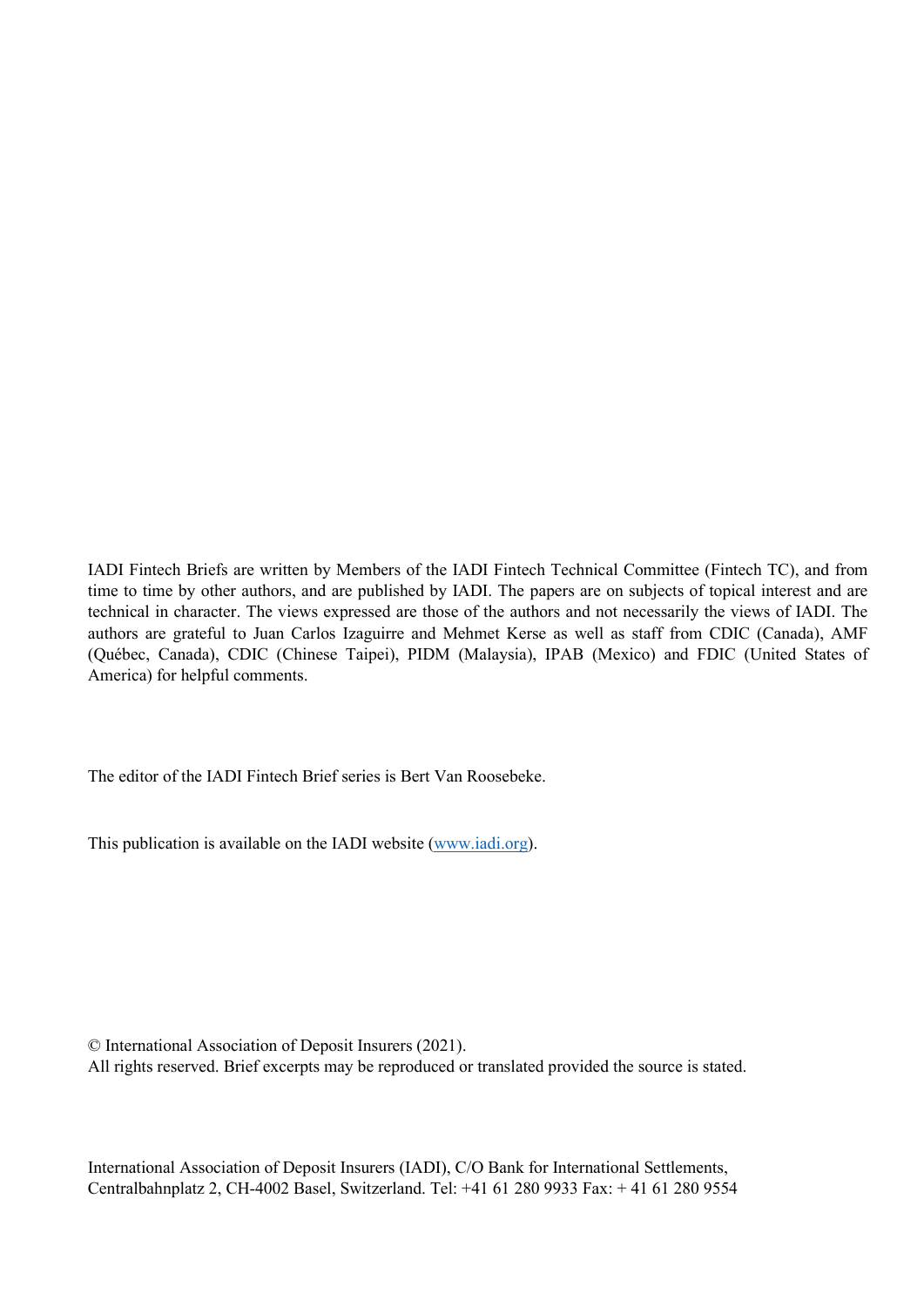IADI Fintech Briefs are written by Members of the IADI Fintech Technical Committee (Fintech TC), and from time to time by other authors, and are published by IADI. The papers are on subjects of topical interest and are technical in character. The views expressed are those of the authors and not necessarily the views of IADI. The authors are grateful to Juan Carlos Izaguirre and Mehmet Kerse as well as staff from CDIC (Canada), AMF (Québec, Canada), CDIC (Chinese Taipei), PIDM (Malaysia), IPAB (Mexico) and FDIC (United States of America) for helpful comments.

The editor of the IADI Fintech Brief series is Bert Van Roosebeke.

This publication is available on the IADI website (www.iadi.org).

© International Association of Deposit Insurers (2021).
All rights reserved. Brief excerpts may be reproduced or translated provided the source is stated.

International Association of Deposit Insurers (IADI), C/O Bank for International Settlements, Centralbahnplatz 2, CH-4002 Basel, Switzerland. Tel: +41 61 280 9933 Fax: + 41 61 280 9554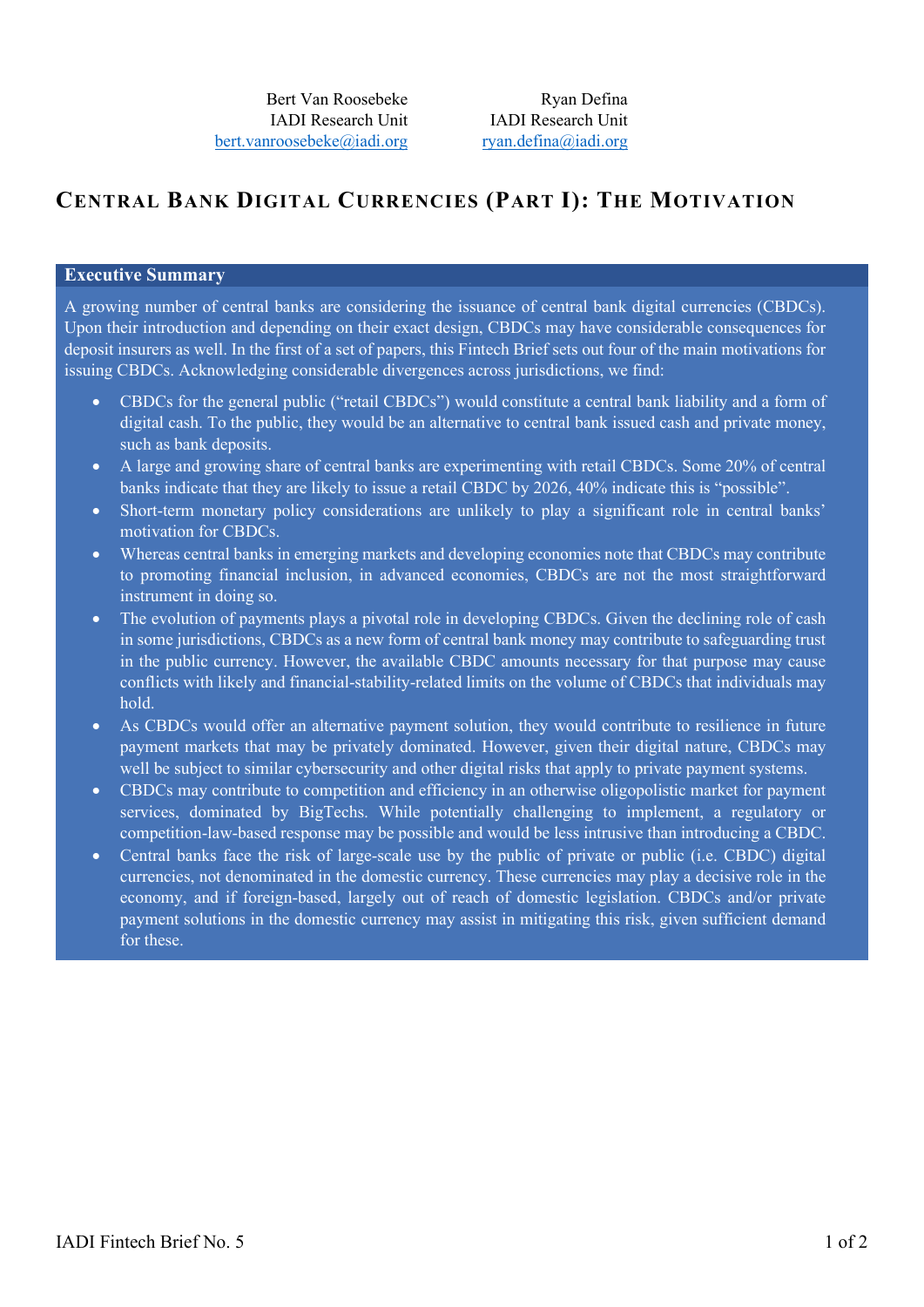Bert Van Roosebeke
IADI Research Unit
bert.vanroosebeke@iadi.org

Ryan Defina
IADI Research Unit
ryan.defina@iadi.org

# Central Bank Digital Currencies (Part I): The Motivation

## Executive Summary

A growing number of central banks are considering the issuance of central bank digital currencies (CBDCs). Upon their introduction and depending on their exact design, CBDCs may have considerable consequences for deposit insurers as well. In the first of a set of papers, this Fintech Brief sets out four of the main motivations for issuing CBDCs. Acknowledging considerable divergences across jurisdictions, we find:

- CBDCs for the general public ("retail CBDCs") would constitute a central bank liability and a form of digital cash. To the public, they would be an alternative to central bank issued cash and private money, such as bank deposits.
- A large and growing share of central banks are experimenting with retail CBDCs. Some 20% of central banks indicate that they are likely to issue a retail CBDC by 2026, 40% indicate this is "possible".
- Short-term monetary policy considerations are unlikely to play a significant role in central banks' motivation for CBDCs.
- Whereas central banks in emerging markets and developing economies note that CBDCs may contribute to promoting financial inclusion, in advanced economies, CBDCs are not the most straightforward instrument in doing so.
- The evolution of payments plays a pivotal role in developing CBDCs. Given the declining role of cash in some jurisdictions, CBDCs as a new form of central bank money may contribute to safeguarding trust in the public currency. However, the available CBDC amounts necessary for that purpose may cause conflicts with likely and financial-stability-related limits on the volume of CBDCs that individuals may hold.
- As CBDCs would offer an alternative payment solution, they would contribute to resilience in future payment markets that may be privately dominated. However, given their digital nature, CBDCs may well be subject to similar cybersecurity and other digital risks that apply to private payment systems.
- CBDCs may contribute to competition and efficiency in an otherwise oligopolistic market for payment services, dominated by BigTechs. While potentially challenging to implement, a regulatory or competition-law-based response may be possible and would be less intrusive than introducing a CBDC.
- Central banks face the risk of large-scale use by the public of private or public (i.e. CBDC) digital currencies, not denominated in the domestic currency. These currencies may play a decisive role in the economy, and if foreign-based, largely out of reach of domestic legislation. CBDCs and/or private payment solutions in the domestic currency may assist in mitigating this risk, given sufficient demand for these.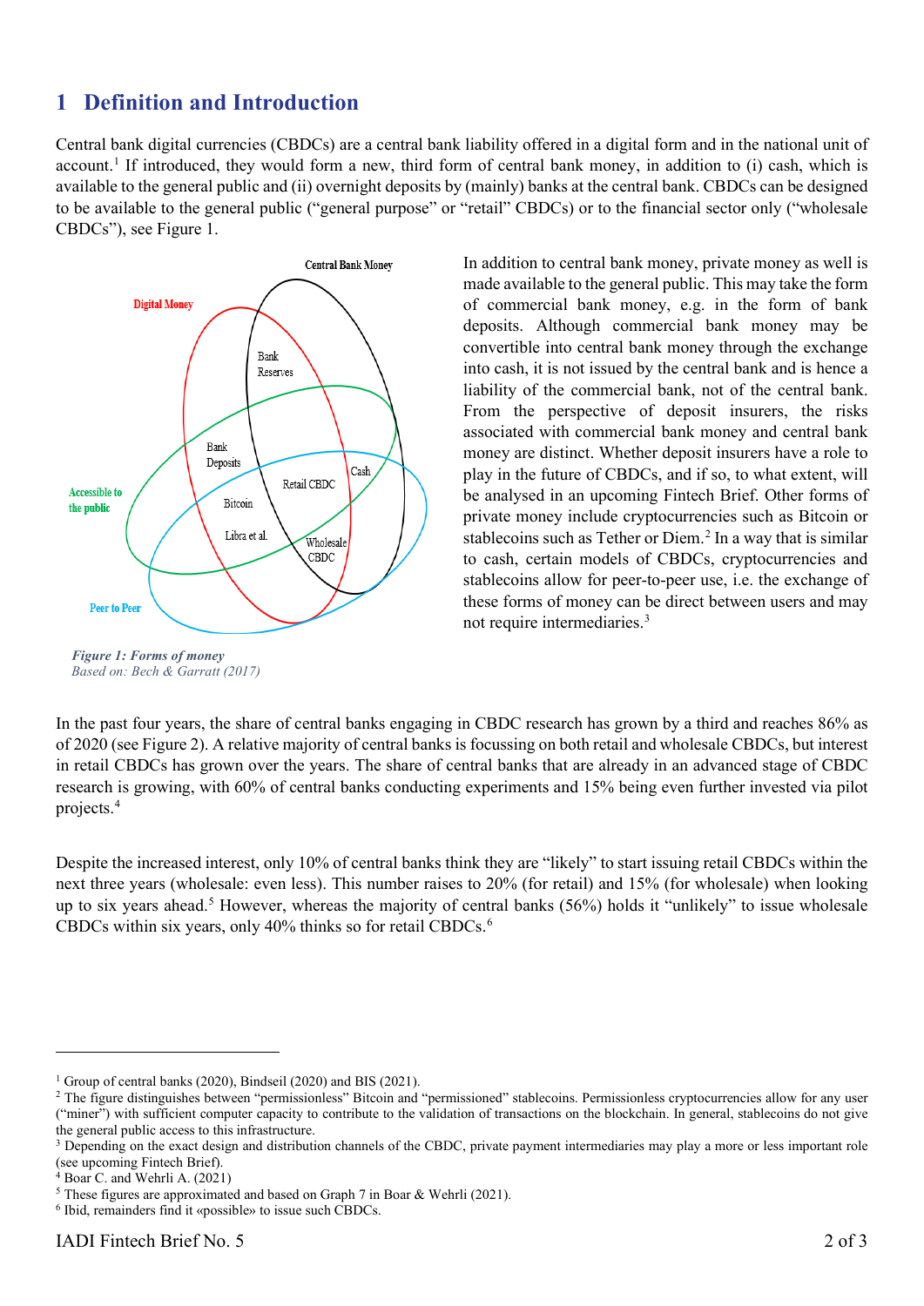# 1 Definition and Introduction

Central bank digital currencies (CBDCs) are a central bank liability offered in a digital form and in the national unit of account.[1] If introduced, they would form a new, third form of central bank money, in addition to (i) cash, which is available to the general public and (ii) overnight deposits by (mainly) banks at the central bank. CBDCs can be designed to be available to the general public ("general purpose" or "retail" CBDCs) or to the financial sector only ("wholesale CBDCs"), see Figure 1.

*Figure 1: Forms of money*
*Based on: Bech & Garratt (2017)*

In addition to central bank money, private money as well is made available to the general public. This may take the form of commercial bank money, e.g. in the form of bank deposits. Although commercial bank money may be convertible into central bank money through the exchange into cash, it is not issued by the central bank and is hence a liability of the commercial bank, not of the central bank. From the perspective of deposit insurers, the risks associated with commercial bank money and central bank money are distinct. Whether deposit insurers have a role to play in the future of CBDCs, and if so, to what extent, will be analysed in an upcoming Fintech Brief. Other forms of private money include cryptocurrencies such as Bitcoin or stablecoins such as Tether or Diem.[2] In a way that is similar to cash, certain models of CBDCs, cryptocurrencies and stablecoins allow for peer-to-peer use, i.e. the exchange of these forms of money can be direct between users and may not require intermediaries.[3]

In the past four years, the share of central banks engaging in CBDC research has grown by a third and reaches 86% as of 2020 (see Figure 2). A relative majority of central banks is focussing on both retail and wholesale CBDCs, but interest in retail CBDCs has grown over the years. The share of central banks that are already in an advanced stage of CBDC research is growing, with 60% of central banks conducting experiments and 15% being even further invested via pilot projects.[4]

Despite the increased interest, only 10% of central banks think they are "likely" to start issuing retail CBDCs within the next three years (wholesale: even less). This number raises to 20% (for retail) and 15% (for wholesale) when looking up to six years ahead.[5] However, whereas the majority of central banks (56%) holds it "unlikely" to issue wholesale CBDCs within six years, only 40% thinks so for retail CBDCs.[6]

---

[1] Group of central banks (2020), Bindseil (2020) and BIS (2021).

[2] The figure distinguishes between "permissionless" Bitcoin and "permissioned" stablecoins. Permissionless cryptocurrencies allow for any user ("miner") with sufficient computer capacity to contribute to the validation of transactions on the blockchain. In general, stablecoins do not give the general public access to this infrastructure.

[3] Depending on the exact design and distribution channels of the CBDC, private payment intermediaries may play a more or less important role (see upcoming Fintech Brief).

[4] Boar C. and Wehrli A. (2021)

[5] These figures are approximated and based on Graph 7 in Boar & Wehrli (2021).

[6] Ibid, remainders find it «possible» to issue such CBDCs.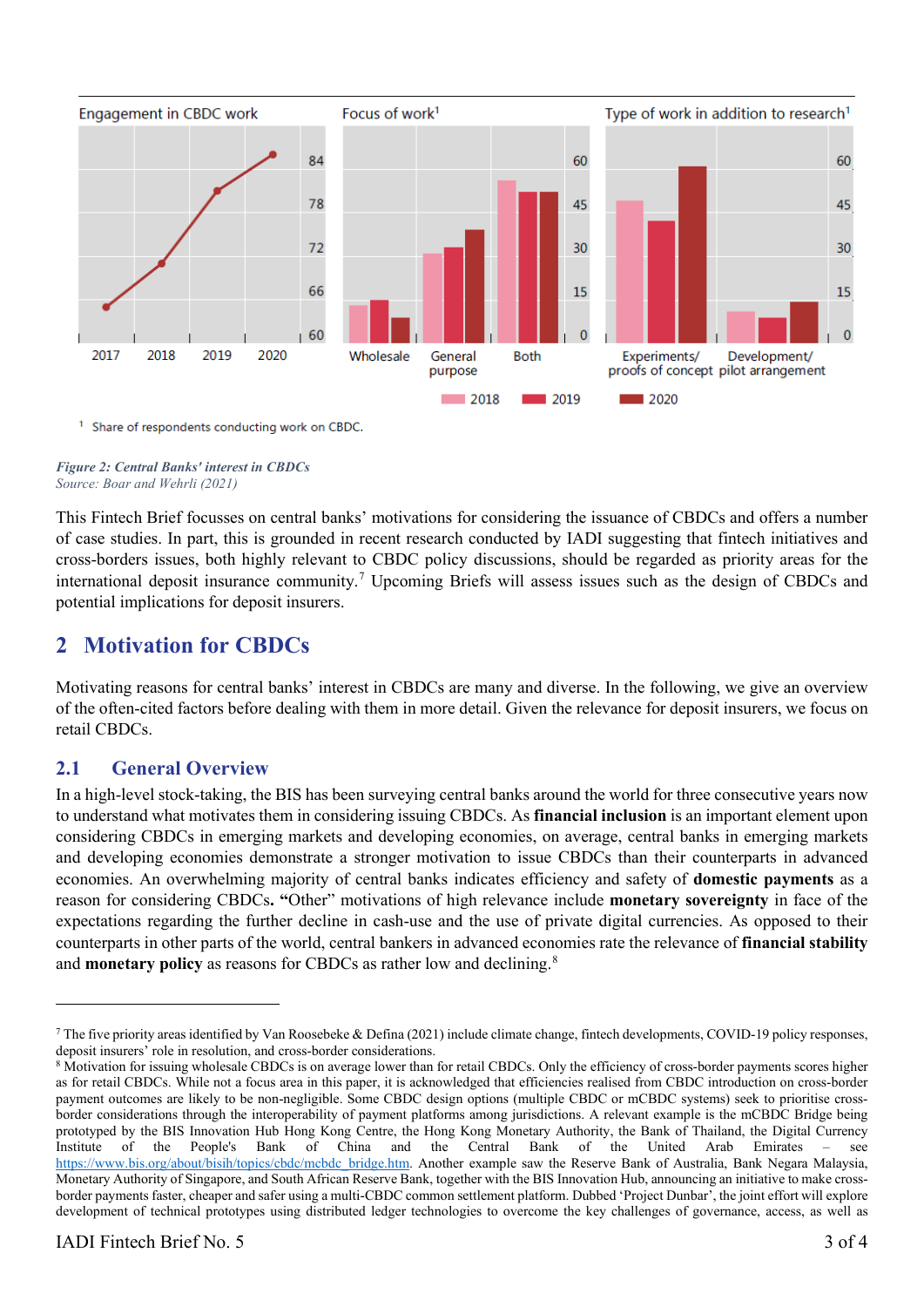Engagement in CBDC work | Focus of work[1] | Type of work in addition to research[1]

[1] Share of respondents conducting work on CBDC.

*Figure 2: Central Banks' interest in CBDCs*
*Source: Boar and Wehrli (2021)*

This Fintech Brief focusses on central banks' motivations for considering the issuance of CBDCs and offers a number of case studies. In part, this is grounded in recent research conducted by IADI suggesting that fintech initiatives and cross-borders issues, both highly relevant to CBDC policy discussions, should be regarded as priority areas for the international deposit insurance community.[7] Upcoming Briefs will assess issues such as the design of CBDCs and potential implications for deposit insurers.

# 2 Motivation for CBDCs

Motivating reasons for central banks' interest in CBDCs are many and diverse. In the following, we give an overview of the often-cited factors before dealing with them in more detail. Given the relevance for deposit insurers, we focus on retail CBDCs.

## 2.1 General Overview

In a high-level stock-taking, the BIS has been surveying central banks around the world for three consecutive years now to understand what motivates them in considering issuing CBDCs. As **financial inclusion** is an important element upon considering CBDCs in emerging markets and developing economies, on average, central banks in emerging markets and developing economies demonstrate a stronger motivation to issue CBDCs than their counterparts in advanced economies. An overwhelming majority of central banks indicates efficiency and safety of **domestic payments** as a reason for considering CBDCs**.** **"**Other" motivations of high relevance include **monetary sovereignty** in face of the expectations regarding the further decline in cash-use and the use of private digital currencies. As opposed to their counterparts in other parts of the world, central bankers in advanced economies rate the relevance of **financial stability** and **monetary policy** as reasons for CBDCs as rather low and declining.[8]

---

[7] The five priority areas identified by Van Roosebeke & Defina (2021) include climate change, fintech developments, COVID-19 policy responses, deposit insurers' role in resolution, and cross-border considerations.

[8] Motivation for issuing wholesale CBDCs is on average lower than for retail CBDCs. Only the efficiency of cross-border payments scores higher as for retail CBDCs. While not a focus area in this paper, it is acknowledged that efficiencies realised from CBDC introduction on cross-border payment outcomes are likely to be non-negligible. Some CBDC design options (multiple CBDC or mCBDC systems) seek to prioritise cross-border considerations through the interoperability of payment platforms among jurisdictions. A relevant example is the mCBDC Bridge being prototyped by the BIS Innovation Hub Hong Kong Centre, the Hong Kong Monetary Authority, the Bank of Thailand, the Digital Currency Institute of the People's Bank of China and the Central Bank of the United Arab Emirates – see https://www.bis.org/about/bisih/topics/cbdc/mcbdc_bridge.htm. Another example saw the Reserve Bank of Australia, Bank Negara Malaysia, Monetary Authority of Singapore, and South African Reserve Bank, together with the BIS Innovation Hub, announcing an initiative to make cross-border payments faster, cheaper and safer using a multi-CBDC common settlement platform. Dubbed 'Project Dunbar', the joint effort will explore development of technical prototypes using distributed ledger technologies to overcome the key challenges of governance, access, as well as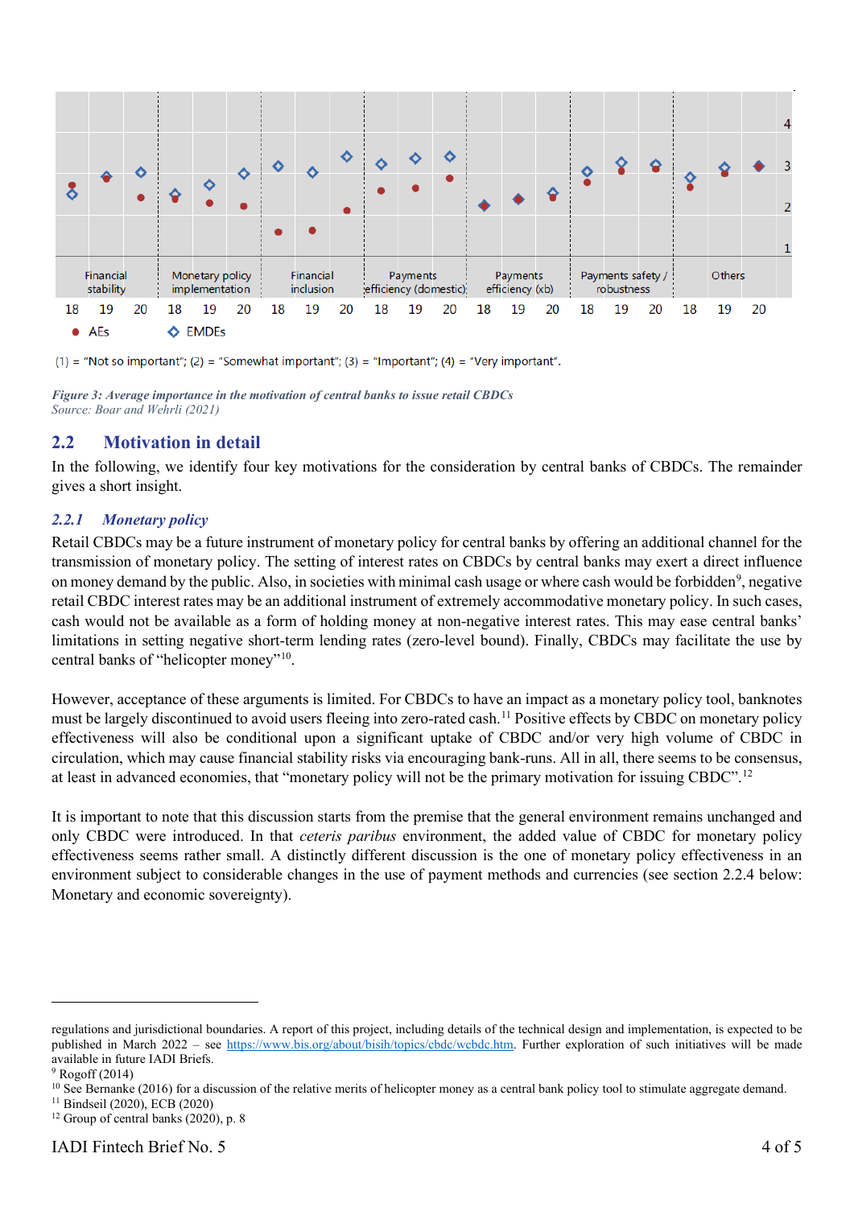(1) = "Not so important"; (2) = "Somewhat important"; (3) = "Important"; (4) = "Very important".

*Figure 3: Average importance in the motivation of central banks to issue retail CBDCs*
*Source: Boar and Wehrli (2021)*

## 2.2 Motivation in detail

In the following, we identify four key motivations for the consideration by central banks of CBDCs. The remainder gives a short insight.

### *2.2.1 Monetary policy*

Retail CBDCs may be a future instrument of monetary policy for central banks by offering an additional channel for the transmission of monetary policy. The setting of interest rates on CBDCs by central banks may exert a direct influence on money demand by the public. Also, in societies with minimal cash usage or where cash would be forbidden[9], negative retail CBDC interest rates may be an additional instrument of extremely accommodative monetary policy. In such cases, cash would not be available as a form of holding money at non-negative interest rates. This may ease central banks' limitations in setting negative short-term lending rates (zero-level bound). Finally, CBDCs may facilitate the use by central banks of "helicopter money"[10].

However, acceptance of these arguments is limited. For CBDCs to have an impact as a monetary policy tool, banknotes must be largely discontinued to avoid users fleeing into zero-rated cash.[11] Positive effects by CBDC on monetary policy effectiveness will also be conditional upon a significant uptake of CBDC and/or very high volume of CBDC in circulation, which may cause financial stability risks via encouraging bank-runs. All in all, there seems to be consensus, at least in advanced economies, that "monetary policy will not be the primary motivation for issuing CBDC".[12]

It is important to note that this discussion starts from the premise that the general environment remains unchanged and only CBDC were introduced. In that *ceteris paribus* environment, the added value of CBDC for monetary policy effectiveness seems rather small. A distinctly different discussion is the one of monetary policy effectiveness in an environment subject to considerable changes in the use of payment methods and currencies (see section 2.2.4 below: Monetary and economic sovereignty).

---

regulations and jurisdictional boundaries. A report of this project, including details of the technical design and implementation, is expected to be published in March 2022 – see https://www.bis.org/about/bisih/topics/cbdc/wcbdc.htm. Further exploration of such initiatives will be made available in future IADI Briefs.

[9] Rogoff (2014)

[10] See Bernanke (2016) for a discussion of the relative merits of helicopter money as a central bank policy tool to stimulate aggregate demand.

[11] Bindseil (2020), ECB (2020)

[12] Group of central banks (2020), p. 8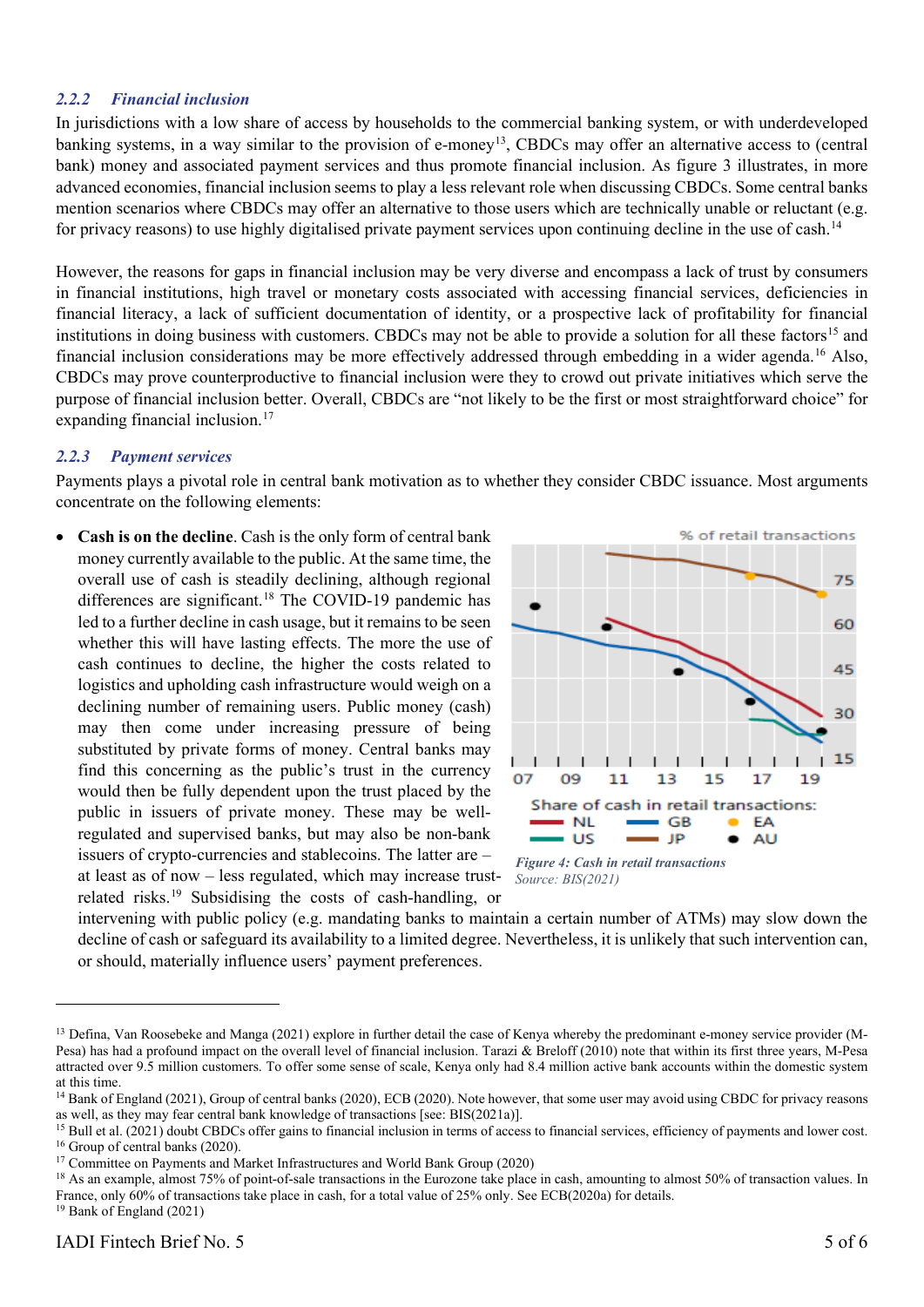### 2.2.2 Financial inclusion

In jurisdictions with a low share of access by households to the commercial banking system, or with underdeveloped banking systems, in a way similar to the provision of e-money[13], CBDCs may offer an alternative access to (central bank) money and associated payment services and thus promote financial inclusion. As figure 3 illustrates, in more advanced economies, financial inclusion seems to play a less relevant role when discussing CBDCs. Some central banks mention scenarios where CBDCs may offer an alternative to those users which are technically unable or reluctant (e.g. for privacy reasons) to use highly digitalised private payment services upon continuing decline in the use of cash.[14]

However, the reasons for gaps in financial inclusion may be very diverse and encompass a lack of trust by consumers in financial institutions, high travel or monetary costs associated with accessing financial services, deficiencies in financial literacy, a lack of sufficient documentation of identity, or a prospective lack of profitability for financial institutions in doing business with customers. CBDCs may not be able to provide a solution for all these factors[15] and financial inclusion considerations may be more effectively addressed through embedding in a wider agenda.[16] Also, CBDCs may prove counterproductive to financial inclusion were they to crowd out private initiatives which serve the purpose of financial inclusion better. Overall, CBDCs are "not likely to be the first or most straightforward choice" for expanding financial inclusion.[17]

### 2.2.3 Payment services

Payments plays a pivotal role in central bank motivation as to whether they consider CBDC issuance. Most arguments concentrate on the following elements:

- **Cash is on the decline**. Cash is the only form of central bank money currently available to the public. At the same time, the overall use of cash is steadily declining, although regional differences are significant.[18] The COVID-19 pandemic has led to a further decline in cash usage, but it remains to be seen whether this will have lasting effects. The more the use of cash continues to decline, the higher the costs related to logistics and upholding cash infrastructure would weigh on a declining number of remaining users. Public money (cash) may then come under increasing pressure of being substituted by private forms of money. Central banks may find this concerning as the public's trust in the currency would then be fully dependent upon the trust placed by the public in issuers of private money. These may be well-regulated and supervised banks, but may also be non-bank issuers of crypto-currencies and stablecoins. The latter are – at least as of now – less regulated, which may increase trust-related risks.[19] Subsidising the costs of cash-handling, or intervening with public policy (e.g. mandating banks to maintain a certain number of ATMs) may slow down the decline of cash or safeguard its availability to a limited degree. Nevertheless, it is unlikely that such intervention can, or should, materially influence users' payment preferences.

*Figure 4: Cash in retail transactions*
Source: BIS(2021)

---

[13] Defina, Van Roosebeke and Manga (2021) explore in further detail the case of Kenya whereby the predominant e-money service provider (M-Pesa) has had a profound impact on the overall level of financial inclusion. Tarazi & Breloff (2010) note that within its first three years, M-Pesa attracted over 9.5 million customers. To offer some sense of scale, Kenya only had 8.4 million active bank accounts within the domestic system at this time.

[14] Bank of England (2021), Group of central banks (2020), ECB (2020). Note however, that some user may avoid using CBDC for privacy reasons as well, as they may fear central bank knowledge of transactions [see: BIS(2021a)].

[15] Bull et al. (2021) doubt CBDCs offer gains to financial inclusion in terms of access to financial services, efficiency of payments and lower cost.

[16] Group of central banks (2020).

[17] Committee on Payments and Market Infrastructures and World Bank Group (2020)

[18] As an example, almost 75% of point-of-sale transactions in the Eurozone take place in cash, amounting to almost 50% of transaction values. In France, only 60% of transactions take place in cash, for a total value of 25% only. See ECB(2020a) for details.

[19] Bank of England (2021)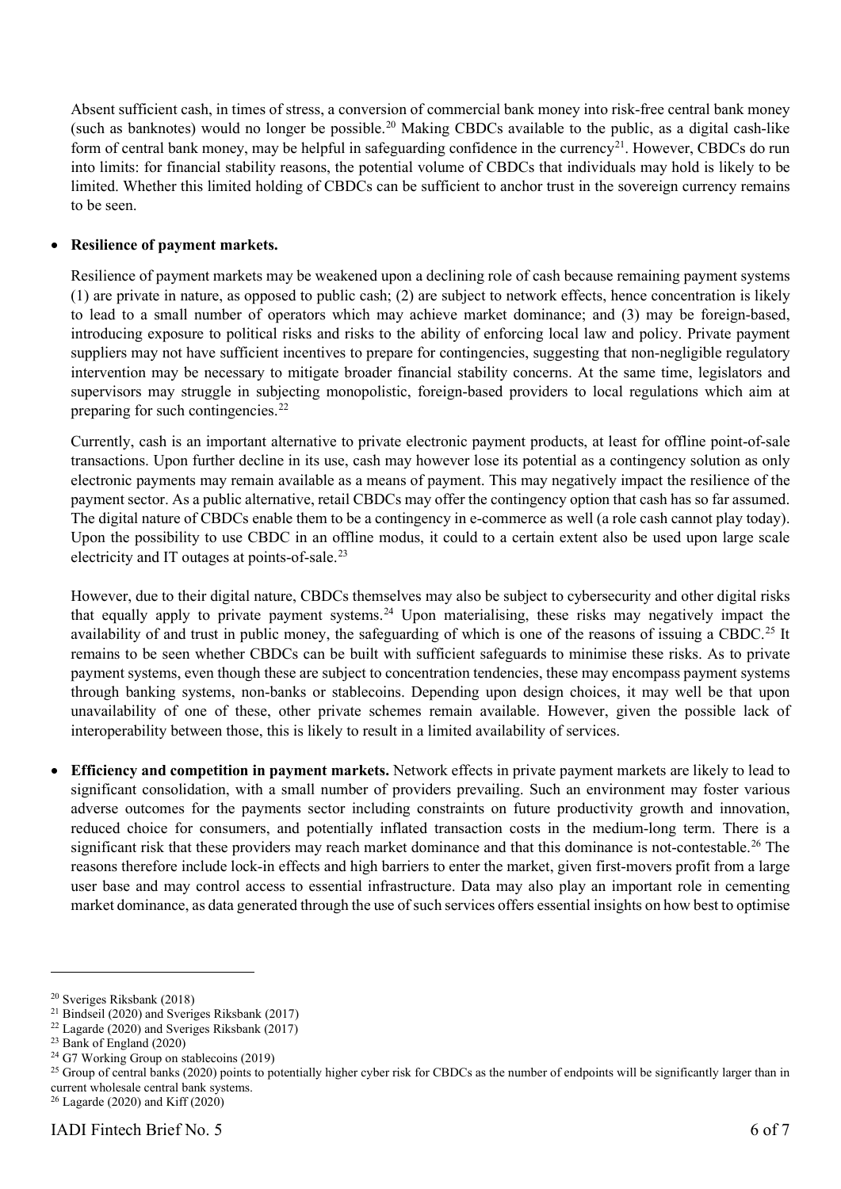Absent sufficient cash, in times of stress, a conversion of commercial bank money into risk-free central bank money (such as banknotes) would no longer be possible.[20] Making CBDCs available to the public, as a digital cash-like form of central bank money, may be helpful in safeguarding confidence in the currency[21]. However, CBDCs do run into limits: for financial stability reasons, the potential volume of CBDCs that individuals may hold is likely to be limited. Whether this limited holding of CBDCs can be sufficient to anchor trust in the sovereign currency remains to be seen.

- **Resilience of payment markets.**

  Resilience of payment markets may be weakened upon a declining role of cash because remaining payment systems (1) are private in nature, as opposed to public cash; (2) are subject to network effects, hence concentration is likely to lead to a small number of operators which may achieve market dominance; and (3) may be foreign-based, introducing exposure to political risks and risks to the ability of enforcing local law and policy. Private payment suppliers may not have sufficient incentives to prepare for contingencies, suggesting that non-negligible regulatory intervention may be necessary to mitigate broader financial stability concerns. At the same time, legislators and supervisors may struggle in subjecting monopolistic, foreign-based providers to local regulations which aim at preparing for such contingencies.[22]

  Currently, cash is an important alternative to private electronic payment products, at least for offline point-of-sale transactions. Upon further decline in its use, cash may however lose its potential as a contingency solution as only electronic payments may remain available as a means of payment. This may negatively impact the resilience of the payment sector. As a public alternative, retail CBDCs may offer the contingency option that cash has so far assumed. The digital nature of CBDCs enable them to be a contingency in e-commerce as well (a role cash cannot play today). Upon the possibility to use CBDC in an offline modus, it could to a certain extent also be used upon large scale electricity and IT outages at points-of-sale.[23]

  However, due to their digital nature, CBDCs themselves may also be subject to cybersecurity and other digital risks that equally apply to private payment systems.[24] Upon materialising, these risks may negatively impact the availability of and trust in public money, the safeguarding of which is one of the reasons of issuing a CBDC.[25] It remains to be seen whether CBDCs can be built with sufficient safeguards to minimise these risks. As to private payment systems, even though these are subject to concentration tendencies, these may encompass payment systems through banking systems, non-banks or stablecoins. Depending upon design choices, it may well be that upon unavailability of one of these, other private schemes remain available. However, given the possible lack of interoperability between those, this is likely to result in a limited availability of services.

- **Efficiency and competition in payment markets.** Network effects in private payment markets are likely to lead to significant consolidation, with a small number of providers prevailing. Such an environment may foster various adverse outcomes for the payments sector including constraints on future productivity growth and innovation, reduced choice for consumers, and potentially inflated transaction costs in the medium-long term. There is a significant risk that these providers may reach market dominance and that this dominance is not-contestable.[26] The reasons therefore include lock-in effects and high barriers to enter the market, given first-movers profit from a large user base and may control access to essential infrastructure. Data may also play an important role in cementing market dominance, as data generated through the use of such services offers essential insights on how best to optimise

---

[20] Sveriges Riksbank (2018)

[21] Bindseil (2020) and Sveriges Riksbank (2017)

[22] Lagarde (2020) and Sveriges Riksbank (2017)

[23] Bank of England (2020)

[24] G7 Working Group on stablecoins (2019)

[25] Group of central banks (2020) points to potentially higher cyber risk for CBDCs as the number of endpoints will be significantly larger than in current wholesale central bank systems.

[26] Lagarde (2020) and Kiff (2020)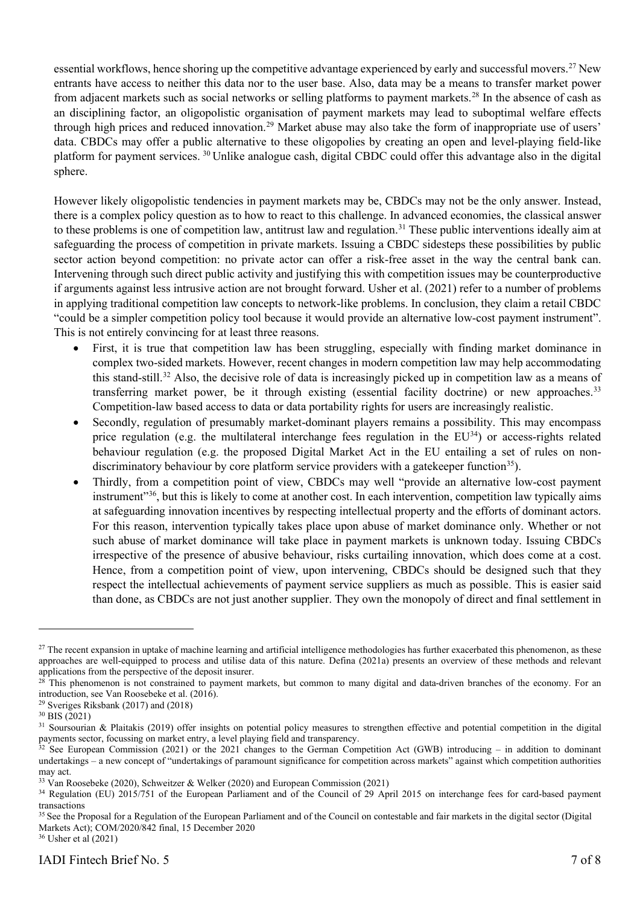essential workflows, hence shoring up the competitive advantage experienced by early and successful movers.[27] New entrants have access to neither this data nor to the user base. Also, data may be a means to transfer market power from adjacent markets such as social networks or selling platforms to payment markets.[28] In the absence of cash as an disciplining factor, an oligopolistic organisation of payment markets may lead to suboptimal welfare effects through high prices and reduced innovation.[29] Market abuse may also take the form of inappropriate use of users' data. CBDCs may offer a public alternative to these oligopolies by creating an open and level-playing field-like platform for payment services. [30] Unlike analogue cash, digital CBDC could offer this advantage also in the digital sphere.

However likely oligopolistic tendencies in payment markets may be, CBDCs may not be the only answer. Instead, there is a complex policy question as to how to react to this challenge. In advanced economies, the classical answer to these problems is one of competition law, antitrust law and regulation.[31] These public interventions ideally aim at safeguarding the process of competition in private markets. Issuing a CBDC sidesteps these possibilities by public sector action beyond competition: no private actor can offer a risk-free asset in the way the central bank can. Intervening through such direct public activity and justifying this with competition issues may be counterproductive if arguments against less intrusive action are not brought forward. Usher et al. (2021) refer to a number of problems in applying traditional competition law concepts to network-like problems. In conclusion, they claim a retail CBDC "could be a simpler competition policy tool because it would provide an alternative low-cost payment instrument". This is not entirely convincing for at least three reasons.

- First, it is true that competition law has been struggling, especially with finding market dominance in complex two-sided markets. However, recent changes in modern competition law may help accommodating this stand-still.[32] Also, the decisive role of data is increasingly picked up in competition law as a means of transferring market power, be it through existing (essential facility doctrine) or new approaches.[33] Competition-law based access to data or data portability rights for users are increasingly realistic.
- Secondly, regulation of presumably market-dominant players remains a possibility. This may encompass price regulation (e.g. the multilateral interchange fees regulation in the EU[34]) or access-rights related behaviour regulation (e.g. the proposed Digital Market Act in the EU entailing a set of rules on non-discriminatory behaviour by core platform service providers with a gatekeeper function[35]).
- Thirdly, from a competition point of view, CBDCs may well "provide an alternative low-cost payment instrument"[36], but this is likely to come at another cost. In each intervention, competition law typically aims at safeguarding innovation incentives by respecting intellectual property and the efforts of dominant actors. For this reason, intervention typically takes place upon abuse of market dominance only. Whether or not such abuse of market dominance will take place in payment markets is unknown today. Issuing CBDCs irrespective of the presence of abusive behaviour, risks curtailing innovation, which does come at a cost. Hence, from a competition point of view, upon intervening, CBDCs should be designed such that they respect the intellectual achievements of payment service suppliers as much as possible. This is easier said than done, as CBDCs are not just another supplier. They own the monopoly of direct and final settlement in

---

[27] The recent expansion in uptake of machine learning and artificial intelligence methodologies has further exacerbated this phenomenon, as these approaches are well-equipped to process and utilise data of this nature. Defina (2021a) presents an overview of these methods and relevant applications from the perspective of the deposit insurer.

[28] This phenomenon is not constrained to payment markets, but common to many digital and data-driven branches of the economy. For an introduction, see Van Roosebeke et al. (2016).

[29] Sveriges Riksbank (2017) and (2018)

[30] BIS (2021)

[31] Soursourian & Plaitakis (2019) offer insights on potential policy measures to strengthen effective and potential competition in the digital payments sector, focussing on market entry, a level playing field and transparency.

[32] See European Commission (2021) or the 2021 changes to the German Competition Act (GWB) introducing – in addition to dominant undertakings – a new concept of "undertakings of paramount significance for competition across markets" against which competition authorities may act.

[33] Van Roosebeke (2020), Schweitzer & Welker (2020) and European Commission (2021)

[34] Regulation (EU) 2015/751 of the European Parliament and of the Council of 29 April 2015 on interchange fees for card-based payment transactions

[35] See the Proposal for a Regulation of the European Parliament and of the Council on contestable and fair markets in the digital sector (Digital Markets Act); COM/2020/842 final, 15 December 2020

[36] Usher et al (2021)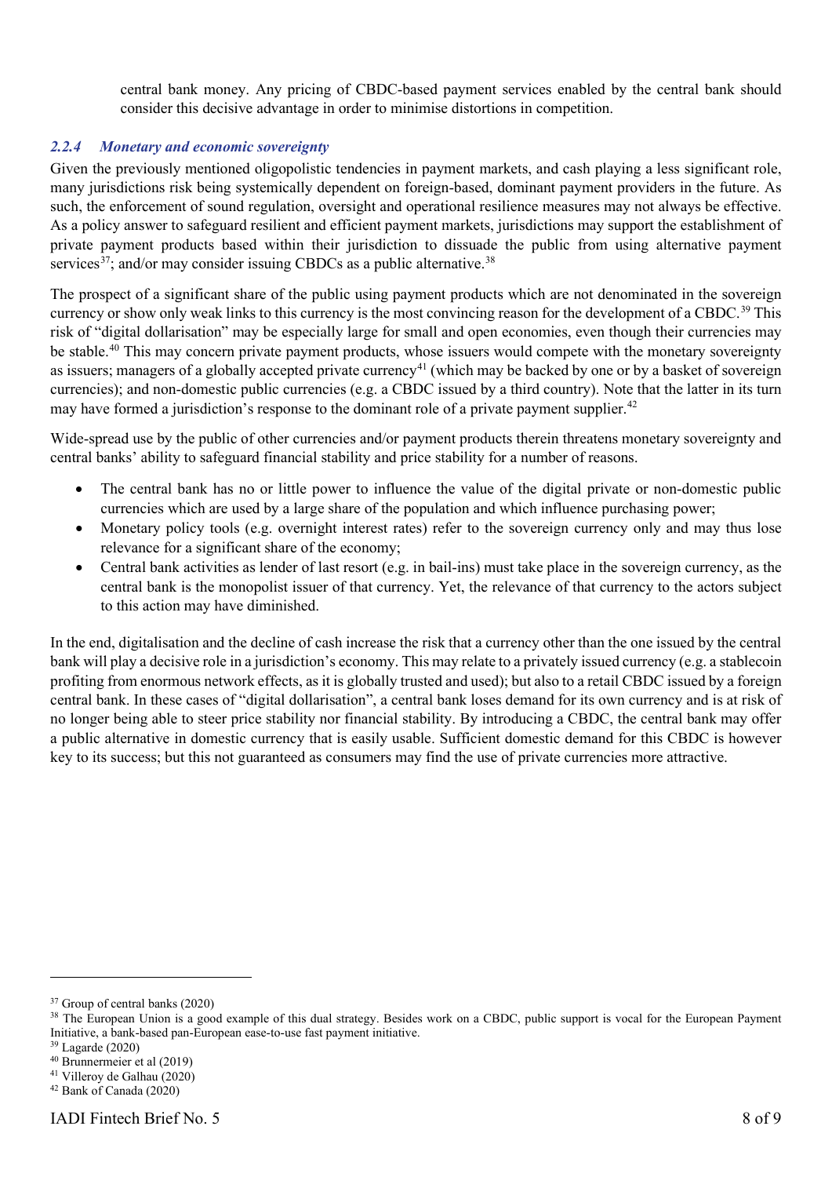central bank money. Any pricing of CBDC-based payment services enabled by the central bank should consider this decisive advantage in order to minimise distortions in competition.

### *2.2.4 Monetary and economic sovereignty*

Given the previously mentioned oligopolistic tendencies in payment markets, and cash playing a less significant role, many jurisdictions risk being systemically dependent on foreign-based, dominant payment providers in the future. As such, the enforcement of sound regulation, oversight and operational resilience measures may not always be effective. As a policy answer to safeguard resilient and efficient payment markets, jurisdictions may support the establishment of private payment products based within their jurisdiction to dissuade the public from using alternative payment services[37]; and/or may consider issuing CBDCs as a public alternative.[38]

The prospect of a significant share of the public using payment products which are not denominated in the sovereign currency or show only weak links to this currency is the most convincing reason for the development of a CBDC.[39] This risk of "digital dollarisation" may be especially large for small and open economies, even though their currencies may be stable.[40] This may concern private payment products, whose issuers would compete with the monetary sovereignty as issuers; managers of a globally accepted private currency[41] (which may be backed by one or by a basket of sovereign currencies); and non-domestic public currencies (e.g. a CBDC issued by a third country). Note that the latter in its turn may have formed a jurisdiction's response to the dominant role of a private payment supplier.[42]

Wide-spread use by the public of other currencies and/or payment products therein threatens monetary sovereignty and central banks' ability to safeguard financial stability and price stability for a number of reasons.

- The central bank has no or little power to influence the value of the digital private or non-domestic public currencies which are used by a large share of the population and which influence purchasing power;
- Monetary policy tools (e.g. overnight interest rates) refer to the sovereign currency only and may thus lose relevance for a significant share of the economy;
- Central bank activities as lender of last resort (e.g. in bail-ins) must take place in the sovereign currency, as the central bank is the monopolist issuer of that currency. Yet, the relevance of that currency to the actors subject to this action may have diminished.

In the end, digitalisation and the decline of cash increase the risk that a currency other than the one issued by the central bank will play a decisive role in a jurisdiction's economy. This may relate to a privately issued currency (e.g. a stablecoin profiting from enormous network effects, as it is globally trusted and used); but also to a retail CBDC issued by a foreign central bank. In these cases of "digital dollarisation", a central bank loses demand for its own currency and is at risk of no longer being able to steer price stability nor financial stability. By introducing a CBDC, the central bank may offer a public alternative in domestic currency that is easily usable. Sufficient domestic demand for this CBDC is however key to its success; but this not guaranteed as consumers may find the use of private currencies more attractive.

---

[37] Group of central banks (2020)

[38] The European Union is a good example of this dual strategy. Besides work on a CBDC, public support is vocal for the European Payment Initiative, a bank-based pan-European ease-to-use fast payment initiative.

[39] Lagarde (2020)

[40] Brunnermeier et al (2019)

[41] Villeroy de Galhau (2020)

[42] Bank of Canada (2020)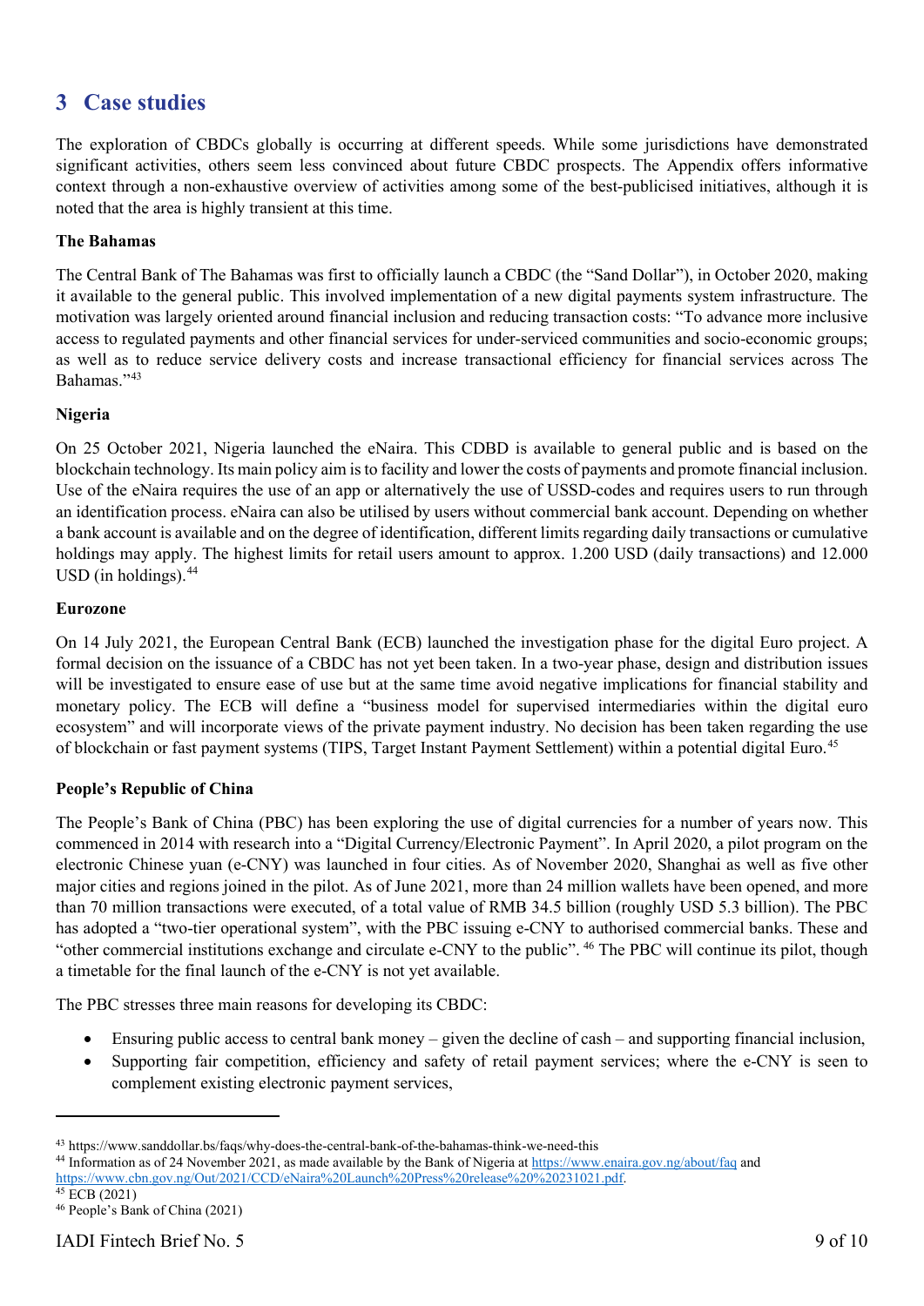## 3 Case studies

The exploration of CBDCs globally is occurring at different speeds. While some jurisdictions have demonstrated significant activities, others seem less convinced about future CBDC prospects. The Appendix offers informative context through a non-exhaustive overview of activities among some of the best-publicised initiatives, although it is noted that the area is highly transient at this time.

**The Bahamas**

The Central Bank of The Bahamas was first to officially launch a CBDC (the "Sand Dollar"), in October 2020, making it available to the general public. This involved implementation of a new digital payments system infrastructure. The motivation was largely oriented around financial inclusion and reducing transaction costs: "To advance more inclusive access to regulated payments and other financial services for under-serviced communities and socio-economic groups; as well as to reduce service delivery costs and increase transactional efficiency for financial services across The Bahamas."[43]

**Nigeria**

On 25 October 2021, Nigeria launched the eNaira. This CDBD is available to general public and is based on the blockchain technology. Its main policy aim is to facility and lower the costs of payments and promote financial inclusion. Use of the eNaira requires the use of an app or alternatively the use of USSD-codes and requires users to run through an identification process. eNaira can also be utilised by users without commercial bank account. Depending on whether a bank account is available and on the degree of identification, different limits regarding daily transactions or cumulative holdings may apply. The highest limits for retail users amount to approx. 1.200 USD (daily transactions) and 12.000 USD (in holdings).[44]

**Eurozone**

On 14 July 2021, the European Central Bank (ECB) launched the investigation phase for the digital Euro project. A formal decision on the issuance of a CBDC has not yet been taken. In a two-year phase, design and distribution issues will be investigated to ensure ease of use but at the same time avoid negative implications for financial stability and monetary policy. The ECB will define a "business model for supervised intermediaries within the digital euro ecosystem" and will incorporate views of the private payment industry. No decision has been taken regarding the use of blockchain or fast payment systems (TIPS, Target Instant Payment Settlement) within a potential digital Euro.[45]

**People's Republic of China**

The People's Bank of China (PBC) has been exploring the use of digital currencies for a number of years now. This commenced in 2014 with research into a "Digital Currency/Electronic Payment". In April 2020, a pilot program on the electronic Chinese yuan (e-CNY) was launched in four cities. As of November 2020, Shanghai as well as five other major cities and regions joined in the pilot. As of June 2021, more than 24 million wallets have been opened, and more than 70 million transactions were executed, of a total value of RMB 34.5 billion (roughly USD 5.3 billion). The PBC has adopted a "two-tier operational system", with the PBC issuing e-CNY to authorised commercial banks. These and "other commercial institutions exchange and circulate e-CNY to the public".[46] The PBC will continue its pilot, though a timetable for the final launch of the e-CNY is not yet available.

The PBC stresses three main reasons for developing its CBDC:

- Ensuring public access to central bank money – given the decline of cash – and supporting financial inclusion,
- Supporting fair competition, efficiency and safety of retail payment services; where the e-CNY is seen to complement existing electronic payment services,

---

[43] https://www.sanddollar.bs/faqs/why-does-the-central-bank-of-the-bahamas-think-we-need-this

[44] Information as of 24 November 2021, as made available by the Bank of Nigeria at https://www.enaira.gov.ng/about/faq and https://www.cbn.gov.ng/Out/2021/CCD/eNaira%20Launch%20Press%20release%20%20231021.pdf.

[45] ECB (2021)

[46] People's Bank of China (2021)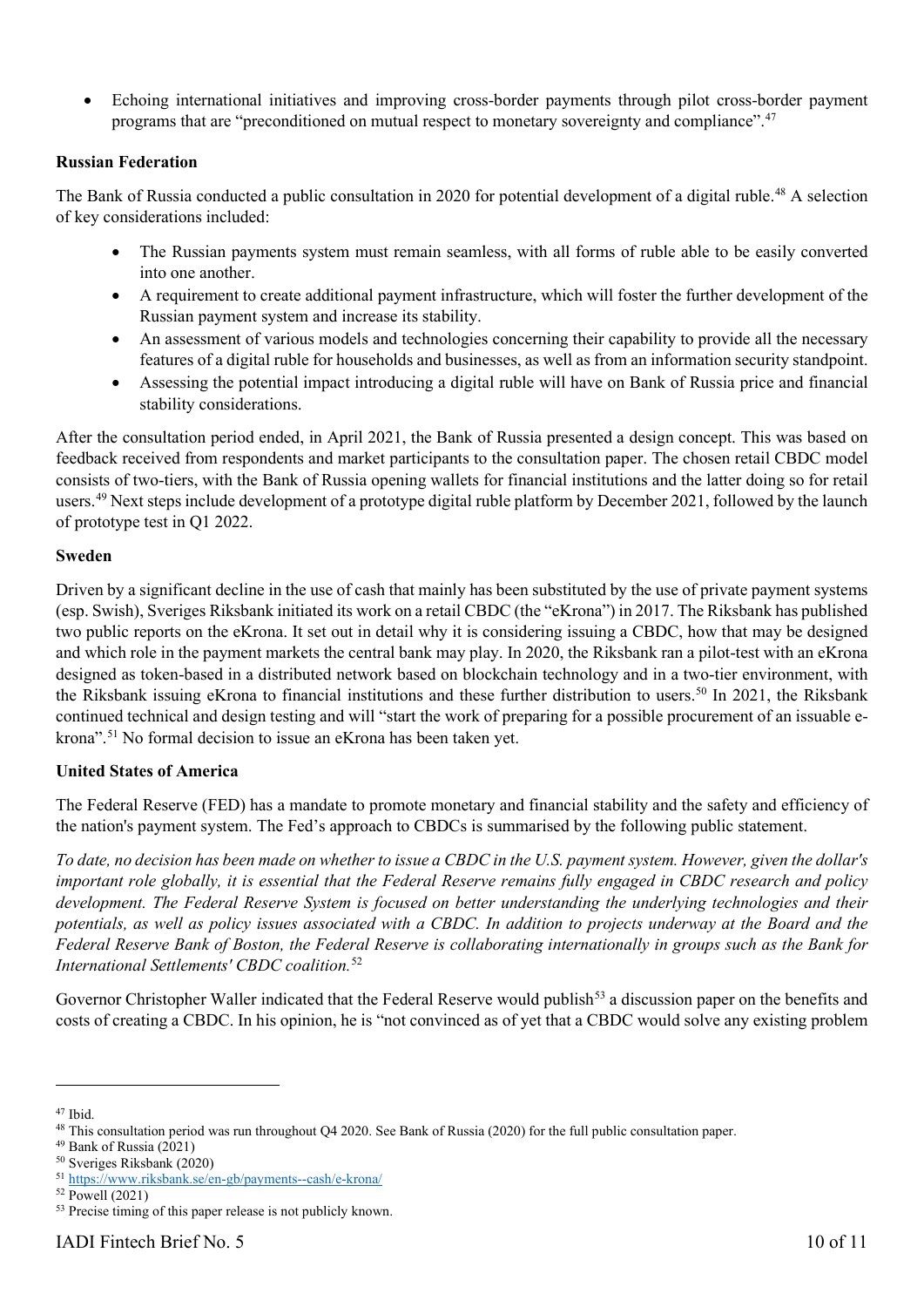- Echoing international initiatives and improving cross-border payments through pilot cross-border payment programs that are "preconditioned on mutual respect to monetary sovereignty and compliance".[47]

**Russian Federation**

The Bank of Russia conducted a public consultation in 2020 for potential development of a digital ruble.[48] A selection of key considerations included:

- The Russian payments system must remain seamless, with all forms of ruble able to be easily converted into one another.
- A requirement to create additional payment infrastructure, which will foster the further development of the Russian payment system and increase its stability.
- An assessment of various models and technologies concerning their capability to provide all the necessary features of a digital ruble for households and businesses, as well as from an information security standpoint.
- Assessing the potential impact introducing a digital ruble will have on Bank of Russia price and financial stability considerations.

After the consultation period ended, in April 2021, the Bank of Russia presented a design concept. This was based on feedback received from respondents and market participants to the consultation paper. The chosen retail CBDC model consists of two-tiers, with the Bank of Russia opening wallets for financial institutions and the latter doing so for retail users.[49] Next steps include development of a prototype digital ruble platform by December 2021, followed by the launch of prototype test in Q1 2022.

**Sweden**

Driven by a significant decline in the use of cash that mainly has been substituted by the use of private payment systems (esp. Swish), Sveriges Riksbank initiated its work on a retail CBDC (the "eKrona") in 2017. The Riksbank has published two public reports on the eKrona. It set out in detail why it is considering issuing a CBDC, how that may be designed and which role in the payment markets the central bank may play. In 2020, the Riksbank ran a pilot-test with an eKrona designed as token-based in a distributed network based on blockchain technology and in a two-tier environment, with the Riksbank issuing eKrona to financial institutions and these further distribution to users.[50] In 2021, the Riksbank continued technical and design testing and will "start the work of preparing for a possible procurement of an issuable e-krona".[51] No formal decision to issue an eKrona has been taken yet.

**United States of America**

The Federal Reserve (FED) has a mandate to promote monetary and financial stability and the safety and efficiency of the nation's payment system. The Fed's approach to CBDCs is summarised by the following public statement.

*To date, no decision has been made on whether to issue a CBDC in the U.S. payment system. However, given the dollar's important role globally, it is essential that the Federal Reserve remains fully engaged in CBDC research and policy development. The Federal Reserve System is focused on better understanding the underlying technologies and their potentials, as well as policy issues associated with a CBDC. In addition to projects underway at the Board and the Federal Reserve Bank of Boston, the Federal Reserve is collaborating internationally in groups such as the Bank for International Settlements' CBDC coalition.*[52]

Governor Christopher Waller indicated that the Federal Reserve would publish[53] a discussion paper on the benefits and costs of creating a CBDC. In his opinion, he is "not convinced as of yet that a CBDC would solve any existing problem

---

[47] Ibid.

[48] This consultation period was run throughout Q4 2020. See Bank of Russia (2020) for the full public consultation paper.

[49] Bank of Russia (2021)

[50] Sveriges Riksbank (2020)

[51] https://www.riksbank.se/en-gb/payments--cash/e-krona/

[52] Powell (2021)

[53] Precise timing of this paper release is not publicly known.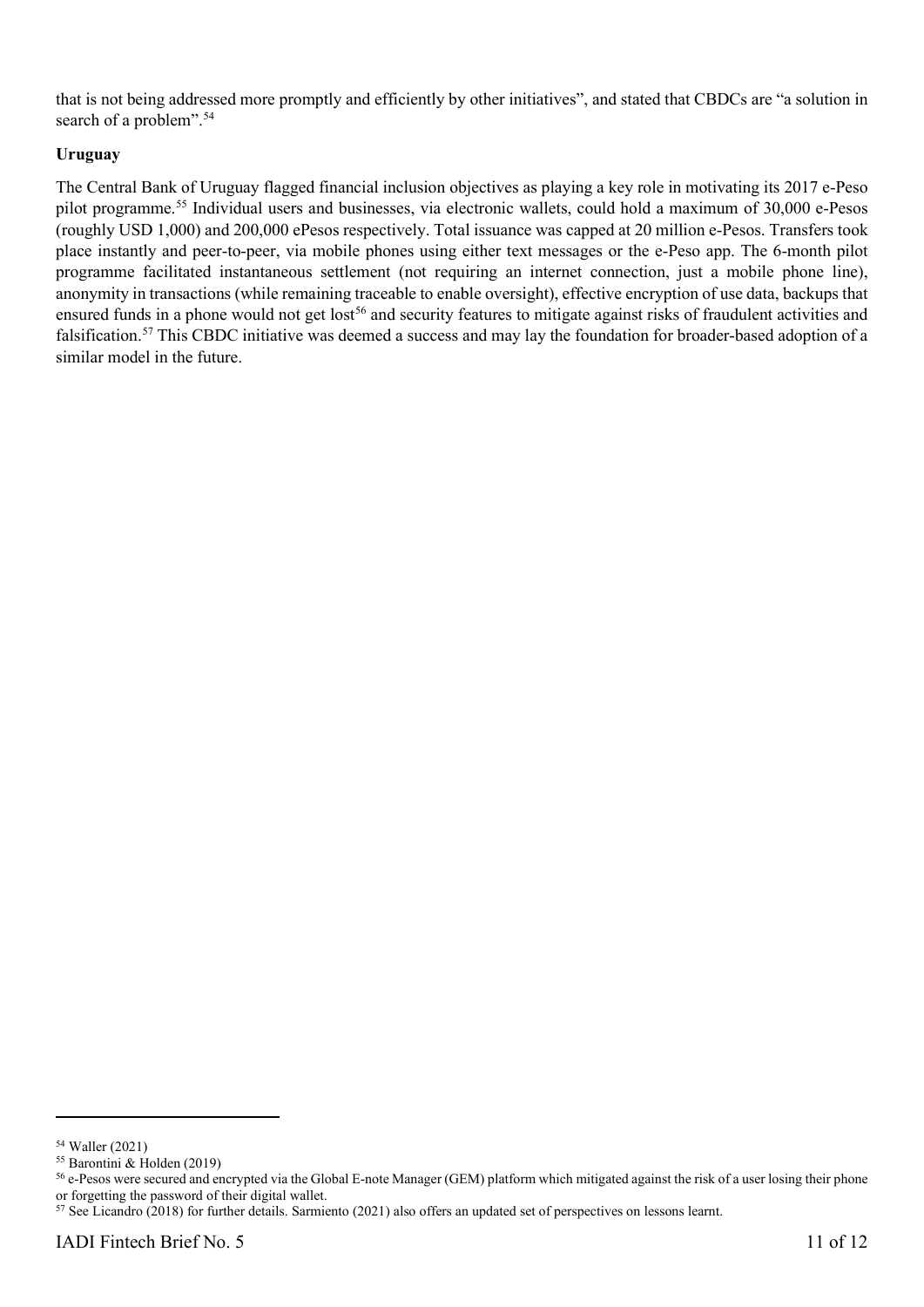that is not being addressed more promptly and efficiently by other initiatives", and stated that CBDCs are "a solution in search of a problem".[54]

**Uruguay**

The Central Bank of Uruguay flagged financial inclusion objectives as playing a key role in motivating its 2017 e-Peso pilot programme.[55] Individual users and businesses, via electronic wallets, could hold a maximum of 30,000 e-Pesos (roughly USD 1,000) and 200,000 ePesos respectively. Total issuance was capped at 20 million e-Pesos. Transfers took place instantly and peer-to-peer, via mobile phones using either text messages or the e-Peso app. The 6-month pilot programme facilitated instantaneous settlement (not requiring an internet connection, just a mobile phone line), anonymity in transactions (while remaining traceable to enable oversight), effective encryption of use data, backups that ensured funds in a phone would not get lost[56] and security features to mitigate against risks of fraudulent activities and falsification.[57] This CBDC initiative was deemed a success and may lay the foundation for broader-based adoption of a similar model in the future.

---

[54] Waller (2021)

[55] Barontini & Holden (2019)

[56] e-Pesos were secured and encrypted via the Global E-note Manager (GEM) platform which mitigated against the risk of a user losing their phone or forgetting the password of their digital wallet.

[57] See Licandro (2018) for further details. Sarmiento (2021) also offers an updated set of perspectives on lessons learnt.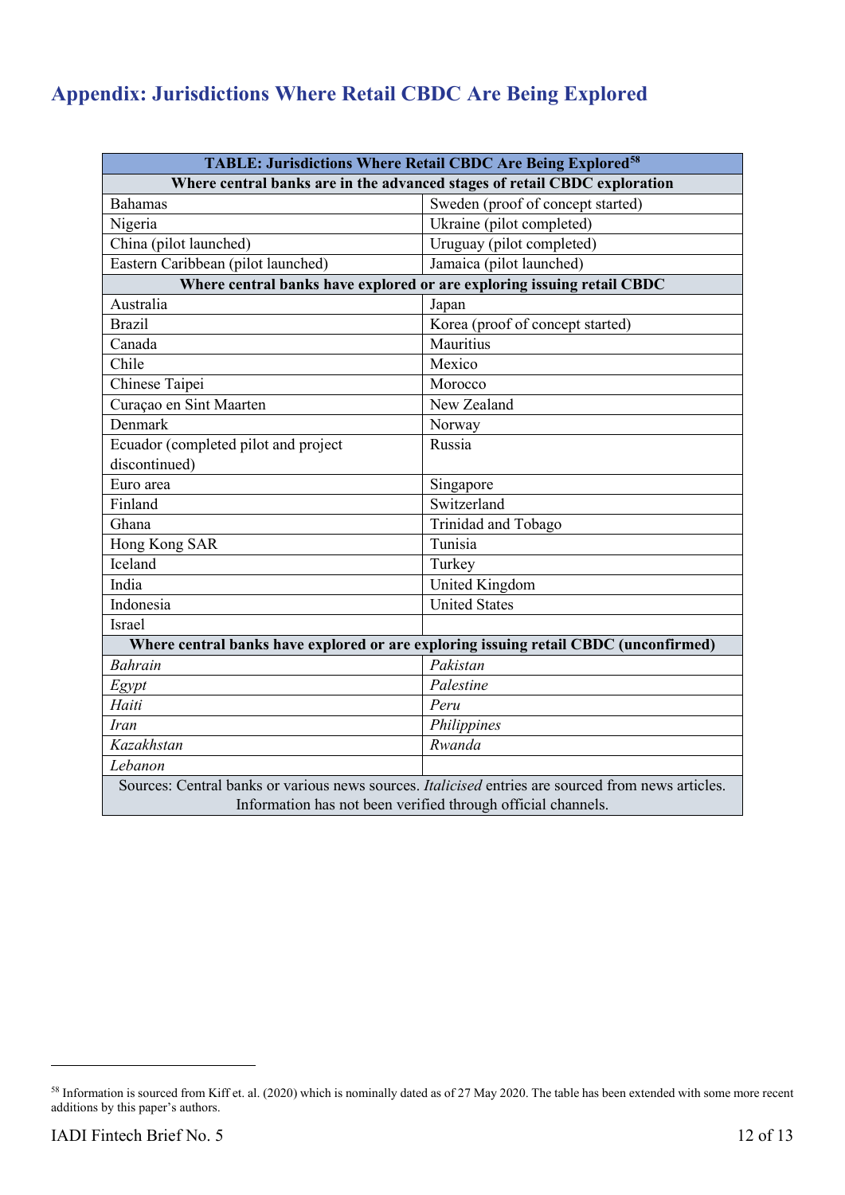## Appendix: Jurisdictions Where Retail CBDC Are Being Explored

| **TABLE: Jurisdictions Where Retail CBDC Are Being Explored**[58] | |
|---|---|
| **Where central banks are in the advanced stages of retail CBDC exploration** | |
| Bahamas | Sweden (proof of concept started) |
| Nigeria | Ukraine (pilot completed) |
| China (pilot launched) | Uruguay (pilot completed) |
| Eastern Caribbean (pilot launched) | Jamaica (pilot launched) |
| **Where central banks have explored or are exploring issuing retail CBDC** | |
| Australia | Japan |
| Brazil | Korea (proof of concept started) |
| Canada | Mauritius |
| Chile | Mexico |
| Chinese Taipei | Morocco |
| Curaçao en Sint Maarten | New Zealand |
| Denmark | Norway |
| Ecuador (completed pilot and project discontinued) | Russia |
| Euro area | Singapore |
| Finland | Switzerland |
| Ghana | Trinidad and Tobago |
| Hong Kong SAR | Tunisia |
| Iceland | Turkey |
| India | United Kingdom |
| Indonesia | United States |
| Israel | |
| **Where central banks have explored or are exploring issuing retail CBDC (unconfirmed)** | |
| *Bahrain* | *Pakistan* |
| *Egypt* | *Palestine* |
| *Haiti* | *Peru* |
| *Iran* | *Philippines* |
| *Kazakhstan* | *Rwanda* |
| *Lebanon* | |
| Sources: Central banks or various news sources. *Italicised* entries are sourced from news articles. Information has not been verified through official channels. | |

[58] Information is sourced from Kiff et. al. (2020) which is nominally dated as of 27 May 2020. The table has been extended with some more recent additions by this paper's authors.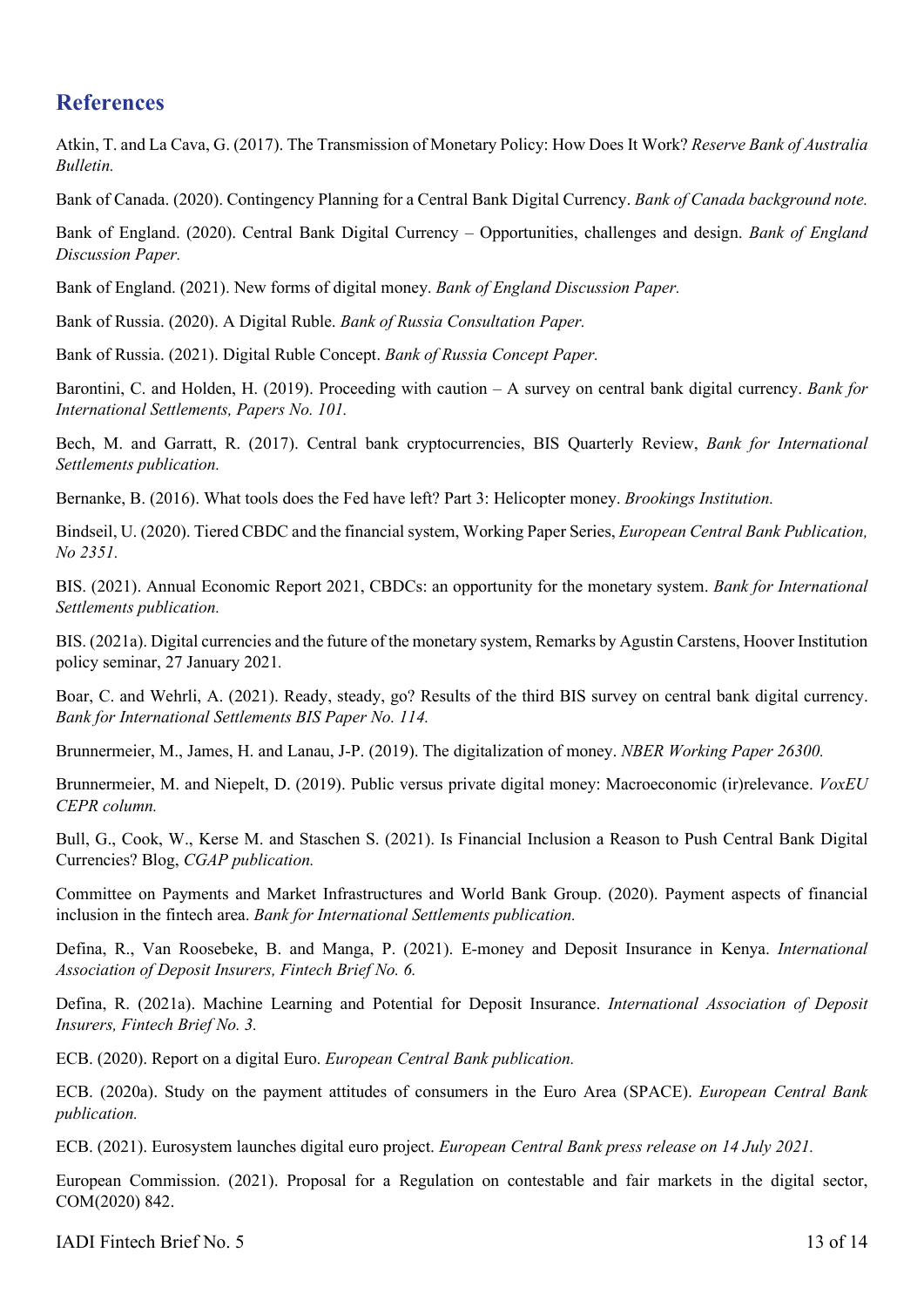## References

Atkin, T. and La Cava, G. (2017). The Transmission of Monetary Policy: How Does It Work? *Reserve Bank of Australia Bulletin.*

Bank of Canada. (2020). Contingency Planning for a Central Bank Digital Currency. *Bank of Canada background note.*

Bank of England. (2020). Central Bank Digital Currency – Opportunities, challenges and design. *Bank of England Discussion Paper.*

Bank of England. (2021). New forms of digital money. *Bank of England Discussion Paper.*

Bank of Russia. (2020). A Digital Ruble. *Bank of Russia Consultation Paper.*

Bank of Russia. (2021). Digital Ruble Concept. *Bank of Russia Concept Paper.*

Barontini, C. and Holden, H. (2019). Proceeding with caution – A survey on central bank digital currency. *Bank for International Settlements, Papers No. 101.*

Bech, M. and Garratt, R. (2017). Central bank cryptocurrencies, BIS Quarterly Review, *Bank for International Settlements publication.*

Bernanke, B. (2016). What tools does the Fed have left? Part 3: Helicopter money. *Brookings Institution.*

Bindseil, U. (2020). Tiered CBDC and the financial system, Working Paper Series, *European Central Bank Publication, No 2351.*

BIS. (2021). Annual Economic Report 2021, CBDCs: an opportunity for the monetary system. *Bank for International Settlements publication.*

BIS. (2021a). Digital currencies and the future of the monetary system, Remarks by Agustin Carstens, Hoover Institution policy seminar, 27 January 2021.

Boar, C. and Wehrli, A. (2021). Ready, steady, go? Results of the third BIS survey on central bank digital currency. *Bank for International Settlements BIS Paper No. 114.*

Brunnermeier, M., James, H. and Lanau, J-P. (2019). The digitalization of money. *NBER Working Paper 26300.*

Brunnermeier, M. and Niepelt, D. (2019). Public versus private digital money: Macroeconomic (ir)relevance. *VoxEU CEPR column.*

Bull, G., Cook, W., Kerse M. and Staschen S. (2021). Is Financial Inclusion a Reason to Push Central Bank Digital Currencies? Blog, *CGAP publication.*

Committee on Payments and Market Infrastructures and World Bank Group. (2020). Payment aspects of financial inclusion in the fintech area. *Bank for International Settlements publication.*

Defina, R., Van Roosebeke, B. and Manga, P. (2021). E-money and Deposit Insurance in Kenya. *International Association of Deposit Insurers, Fintech Brief No. 6.*

Defina, R. (2021a). Machine Learning and Potential for Deposit Insurance. *International Association of Deposit Insurers, Fintech Brief No. 3.*

ECB. (2020). Report on a digital Euro. *European Central Bank publication.*

ECB. (2020a). Study on the payment attitudes of consumers in the Euro Area (SPACE). *European Central Bank publication.*

ECB. (2021). Eurosystem launches digital euro project. *European Central Bank press release on 14 July 2021.*

European Commission. (2021). Proposal for a Regulation on contestable and fair markets in the digital sector, COM(2020) 842.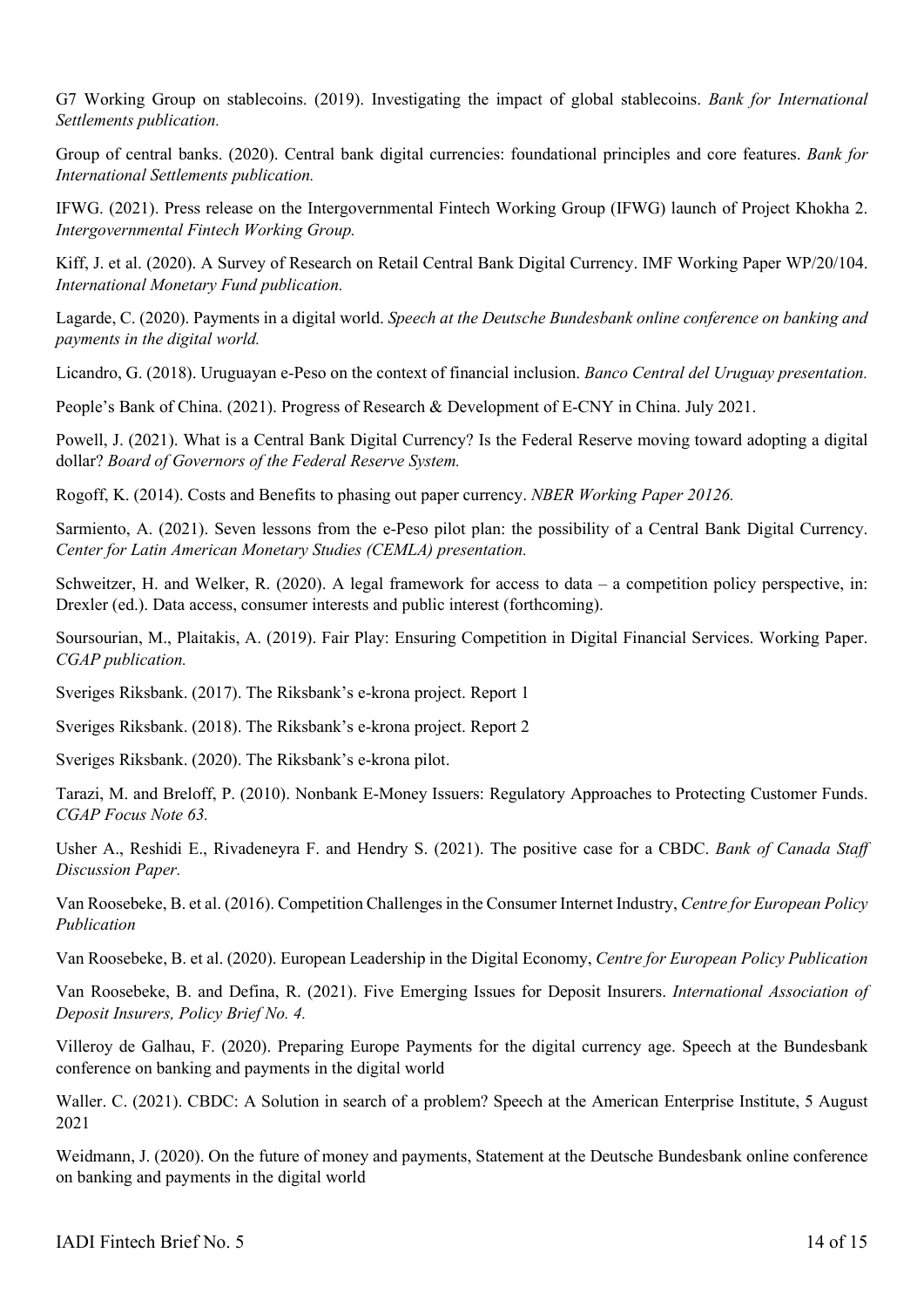G7 Working Group on stablecoins. (2019). Investigating the impact of global stablecoins. *Bank for International Settlements publication.*

Group of central banks. (2020). Central bank digital currencies: foundational principles and core features. *Bank for International Settlements publication.*

IFWG. (2021). Press release on the Intergovernmental Fintech Working Group (IFWG) launch of Project Khokha 2. *Intergovernmental Fintech Working Group.*

Kiff, J. et al. (2020). A Survey of Research on Retail Central Bank Digital Currency. IMF Working Paper WP/20/104. *International Monetary Fund publication.*

Lagarde, C. (2020). Payments in a digital world. *Speech at the Deutsche Bundesbank online conference on banking and payments in the digital world.*

Licandro, G. (2018). Uruguayan e-Peso on the context of financial inclusion. *Banco Central del Uruguay presentation.*

People's Bank of China. (2021). Progress of Research & Development of E-CNY in China. July 2021.

Powell, J. (2021). What is a Central Bank Digital Currency? Is the Federal Reserve moving toward adopting a digital dollar? *Board of Governors of the Federal Reserve System.*

Rogoff, K. (2014). Costs and Benefits to phasing out paper currency. *NBER Working Paper 20126.*

Sarmiento, A. (2021). Seven lessons from the e-Peso pilot plan: the possibility of a Central Bank Digital Currency. *Center for Latin American Monetary Studies (CEMLA) presentation.*

Schweitzer, H. and Welker, R. (2020). A legal framework for access to data – a competition policy perspective, in: Drexler (ed.). Data access, consumer interests and public interest (forthcoming).

Soursourian, M., Plaitakis, A. (2019). Fair Play: Ensuring Competition in Digital Financial Services. Working Paper. *CGAP publication.*

Sveriges Riksbank. (2017). The Riksbank's e-krona project. Report 1

Sveriges Riksbank. (2018). The Riksbank's e-krona project. Report 2

Sveriges Riksbank. (2020). The Riksbank's e-krona pilot.

Tarazi, M. and Breloff, P. (2010). Nonbank E-Money Issuers: Regulatory Approaches to Protecting Customer Funds. *CGAP Focus Note 63.*

Usher A., Reshidi E., Rivadeneyra F. and Hendry S. (2021). The positive case for a CBDC. *Bank of Canada Staff Discussion Paper.*

Van Roosebeke, B. et al. (2016). Competition Challenges in the Consumer Internet Industry, *Centre for European Policy Publication*

Van Roosebeke, B. et al. (2020). European Leadership in the Digital Economy, *Centre for European Policy Publication*

Van Roosebeke, B. and Defina, R. (2021). Five Emerging Issues for Deposit Insurers. *International Association of Deposit Insurers, Policy Brief No. 4.*

Villeroy de Galhau, F. (2020). Preparing Europe Payments for the digital currency age. Speech at the Bundesbank conference on banking and payments in the digital world

Waller. C. (2021). CBDC: A Solution in search of a problem? Speech at the American Enterprise Institute, 5 August 2021

Weidmann, J. (2020). On the future of money and payments, Statement at the Deutsche Bundesbank online conference on banking and payments in the digital world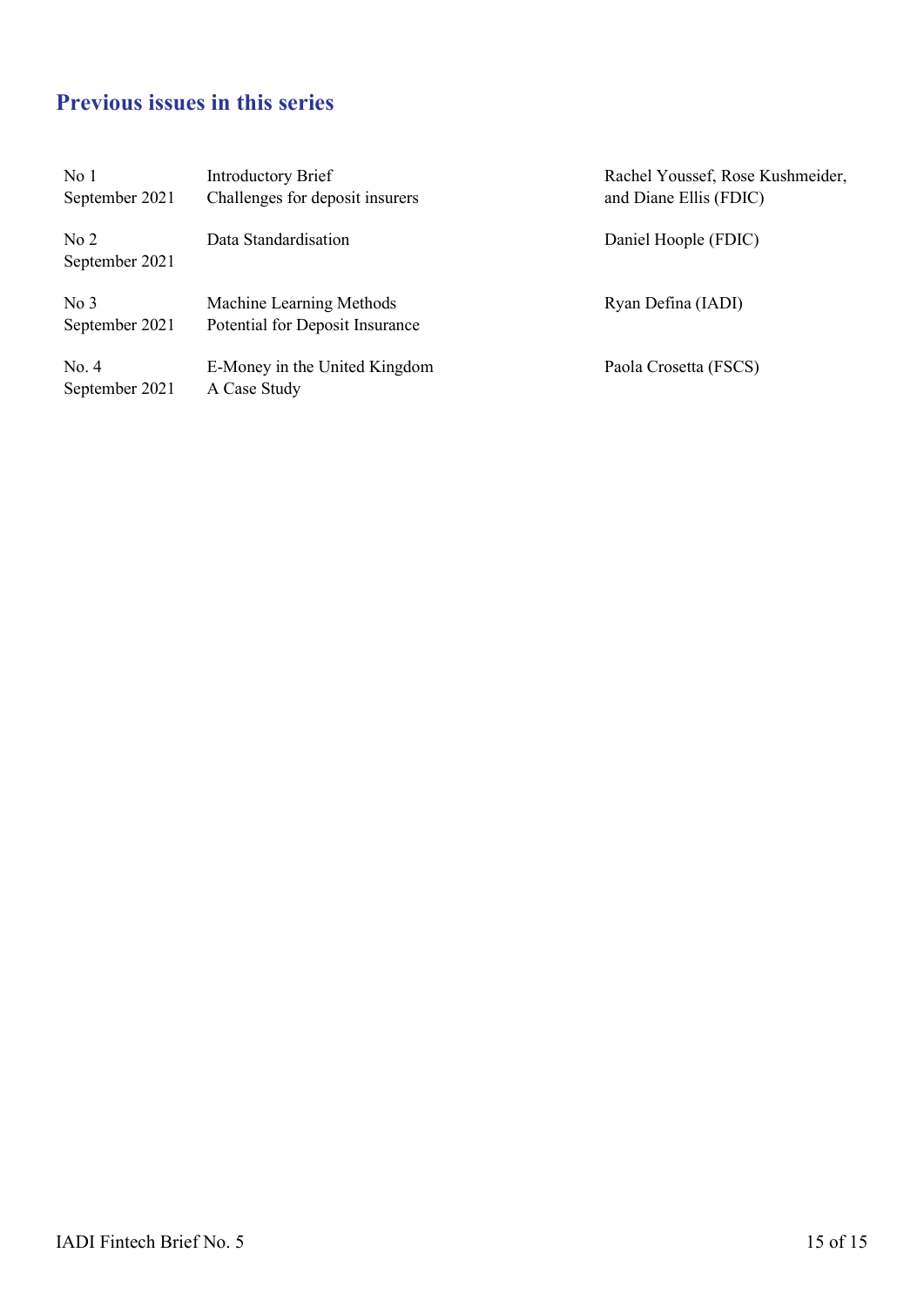## Previous issues in this series

| | | |
|---|---|---|
| No 1<br>September 2021 | Introductory Brief<br>Challenges for deposit insurers | Rachel Youssef, Rose Kushmeider, and Diane Ellis (FDIC) |
| No 2<br>September 2021 | Data Standardisation | Daniel Hoople (FDIC) |
| No 3<br>September 2021 | Machine Learning Methods<br>Potential for Deposit Insurance | Ryan Defina (IADI) |
| No. 4<br>September 2021 | E-Money in the United Kingdom<br>A Case Study | Paola Crosetta (FSCS) |